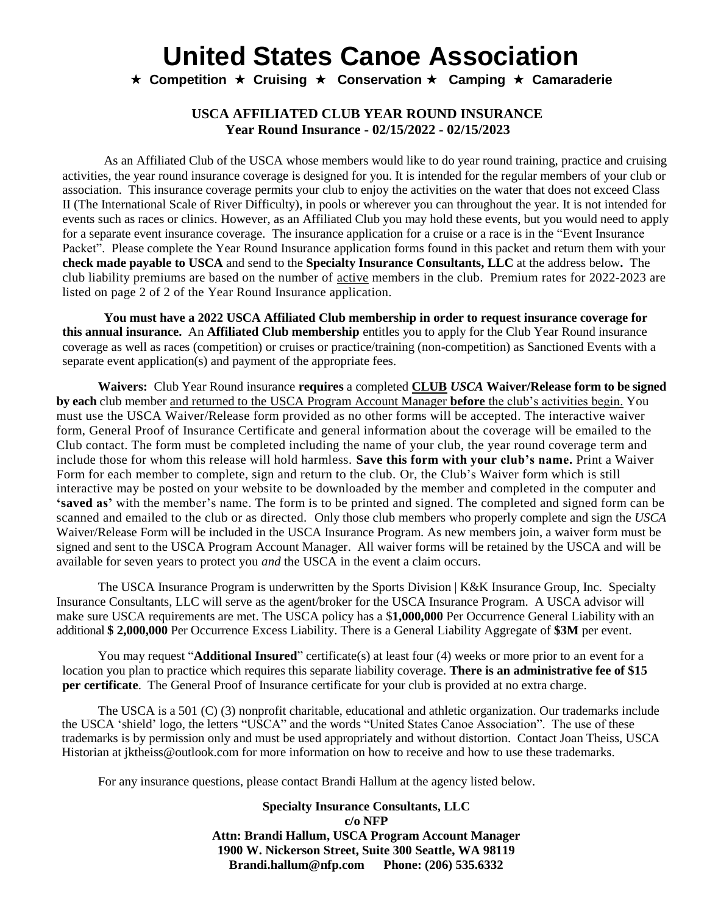# United States Canoe Association

★ **Competition** ★ **Cruising** ★ **Conservation** ★ **Camping** ★ **Camaraderie**

## USCA AFFILIATED CLUB YEAR ROUND INSURANCE
### Year Round Insurance - 02/15/2022 - 02/15/2023

As an Affiliated Club of the USCA whose members would like to do year round training, practice and cruising activities, the year round insurance coverage is designed for you. It is intended for the regular members of your club or association. This insurance coverage permits your club to enjoy the activities on the water that does not exceed Class II (The International Scale of River Difficulty), in pools or wherever you can throughout the year. It is not intended for events such as races or clinics. However, as an Affiliated Club you may hold these events, but you would need to apply for a separate event insurance coverage. The insurance application for a cruise or a race is in the "Event Insurance Packet". Please complete the Year Round Insurance application forms found in this packet and return them with your **check made payable to USCA** and send to the **Specialty Insurance Consultants, LLC** at the address below**.** The club liability premiums are based on the number of active members in the club. Premium rates for 2022-2023 are listed on page 2 of 2 of the Year Round Insurance application.

**You must have a 2022 USCA Affiliated Club membership in order to request insurance coverage for this annual insurance.** An **Affiliated Club membership** entitles you to apply for the Club Year Round insurance coverage as well as races (competition) or cruises or practice/training (non-competition) as Sanctioned Events with a separate event application(s) and payment of the appropriate fees.

**Waivers:** Club Year Round insurance **requires** a completed **CLUB *USCA* Waiver/Release form to be signed by each** club member and returned to the USCA Program Account Manager **before** the club's activities begin. You must use the USCA Waiver/Release form provided as no other forms will be accepted. The interactive waiver form, General Proof of Insurance Certificate and general information about the coverage will be emailed to the Club contact. The form must be completed including the name of your club, the year round coverage term and include those for whom this release will hold harmless. **Save this form with your club's name.** Print a Waiver Form for each member to complete, sign and return to the club. Or, the Club's Waiver form which is still interactive may be posted on your website to be downloaded by the member and completed in the computer and **'saved as'** with the member's name. The form is to be printed and signed. The completed and signed form can be scanned and emailed to the club or as directed. Only those club members who properly complete and sign the *USCA* Waiver/Release Form will be included in the USCA Insurance Program. As new members join, a waiver form must be signed and sent to the USCA Program Account Manager. All waiver forms will be retained by the USCA and will be available for seven years to protect you *and* the USCA in the event a claim occurs.

The USCA Insurance Program is underwritten by the Sports Division | K&K Insurance Group, Inc. Specialty Insurance Consultants, LLC will serve as the agent/broker for the USCA Insurance Program. A USCA advisor will make sure USCA requirements are met. The USCA policy has a $**1,000,000** Per Occurrence General Liability with an additional **$ 2,000,000** Per Occurrence Excess Liability. There is a General Liability Aggregate of **$3M** per event.

You may request "**Additional Insured**" certificate(s) at least four (4) weeks or more prior to an event for a location you plan to practice which requires this separate liability coverage. **There is an administrative fee of $15 per certificate**. The General Proof of Insurance certificate for your club is provided at no extra charge.

The USCA is a 501 (C) (3) nonprofit charitable, educational and athletic organization. Our trademarks include the USCA 'shield' logo, the letters "USCA" and the words "United States Canoe Association". The use of these trademarks is by permission only and must be used appropriately and without distortion. Contact Joan Theiss, USCA Historian at jktheiss@outlook.com for more information on how to receive and how to use these trademarks.

For any insurance questions, please contact Brandi Hallum at the agency listed below.

**Specialty Insurance Consultants, LLC**
**c/o NFP**
**Attn: Brandi Hallum, USCA Program Account Manager**
**1900 W. Nickerson Street, Suite 300 Seattle, WA 98119**
**Brandi.hallum@nfp.com Phone: (206) 535.6332**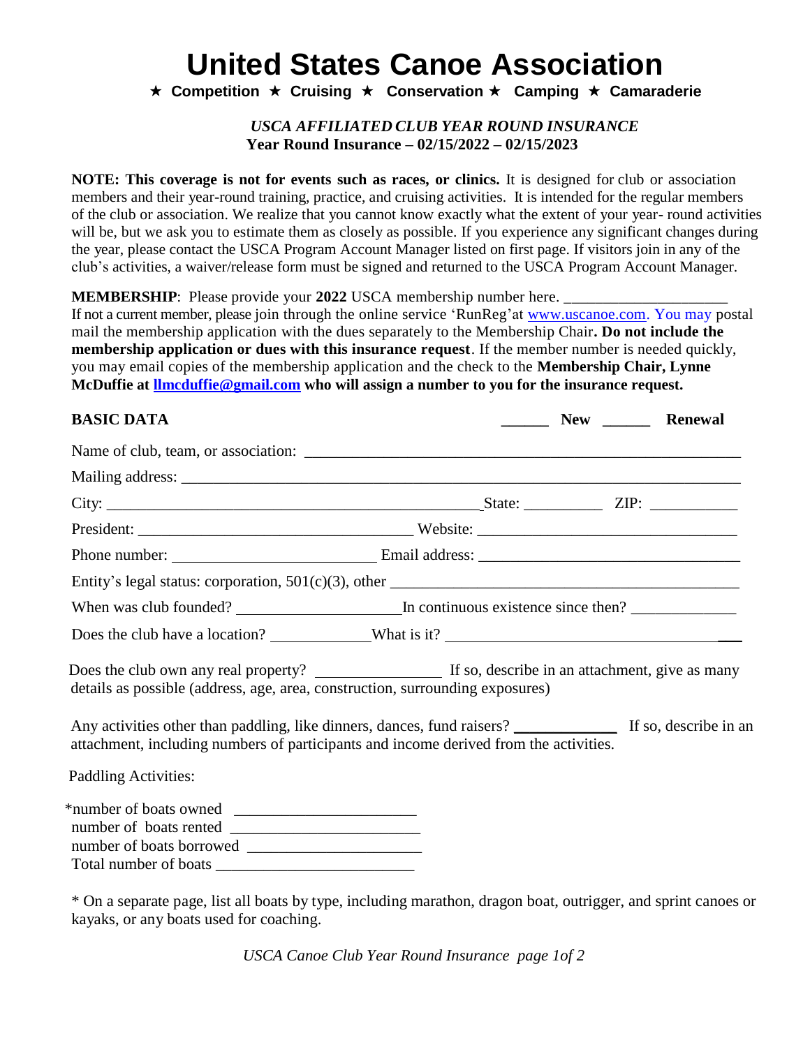# United States Canoe Association

**★ Competition ★ Cruising ★ Conservation ★ Camping ★ Camaraderie**

***USCA AFFILIATED CLUB YEAR ROUND INSURANCE***
**Year Round Insurance – 02/15/2022 – 02/15/2023**

**NOTE: This coverage is not for events such as races, or clinics.** It is designed for club or association members and their year-round training, practice, and cruising activities. It is intended for the regular members of the club or association. We realize that you cannot know exactly what the extent of your year- round activities will be, but we ask you to estimate them as closely as possible. If you experience any significant changes during the year, please contact the USCA Program Account Manager listed on first page. If visitors join in any of the club's activities, a waiver/release form must be signed and returned to the USCA Program Account Manager.

**MEMBERSHIP**: Please provide your **2022** USCA membership number here. ____________________
If not a current member, please join through the online service 'RunReg'at www.uscanoe.com. You may postal mail the membership application with the dues separately to the Membership Chair**. Do not include the membership application or dues with this insurance request**. If the member number is needed quickly, you may email copies of the membership application and the check to the **Membership Chair, Lynne McDuffie at llmcduffie@gmail.com who will assign a number to you for the insurance request.**

**BASIC DATA** ______ **New** ______ **Renewal**

Name of club, team, or association: ____________________________________________

Mailing address: ____________________________________________________________

City: ________________________________ State: __________ ZIP: ___________

President: ______________________________ Website: ______________________________

Phone number: ________________________ Email address: ____________________________

Entity's legal status: corporation, 501(c)(3), other ____________________________________

When was club founded? ____________________ In continuous existence since then? _____________

Does the club have a location? _____________ What is it? __________________________________

Does the club own any real property? ________________ If so, describe in an attachment, give as many details as possible (address, age, area, construction, surrounding exposures)

Any activities other than paddling, like dinners, dances, fund raisers? _____________ If so, describe in an attachment, including numbers of participants and income derived from the activities.

Paddling Activities:

*number of boats owned ______________________
number of boats rented ______________________
number of boats borrowed ______________________
Total number of boats ________________________

* On a separate page, list all boats by type, including marathon, dragon boat, outrigger, and sprint canoes or kayaks, or any boats used for coaching.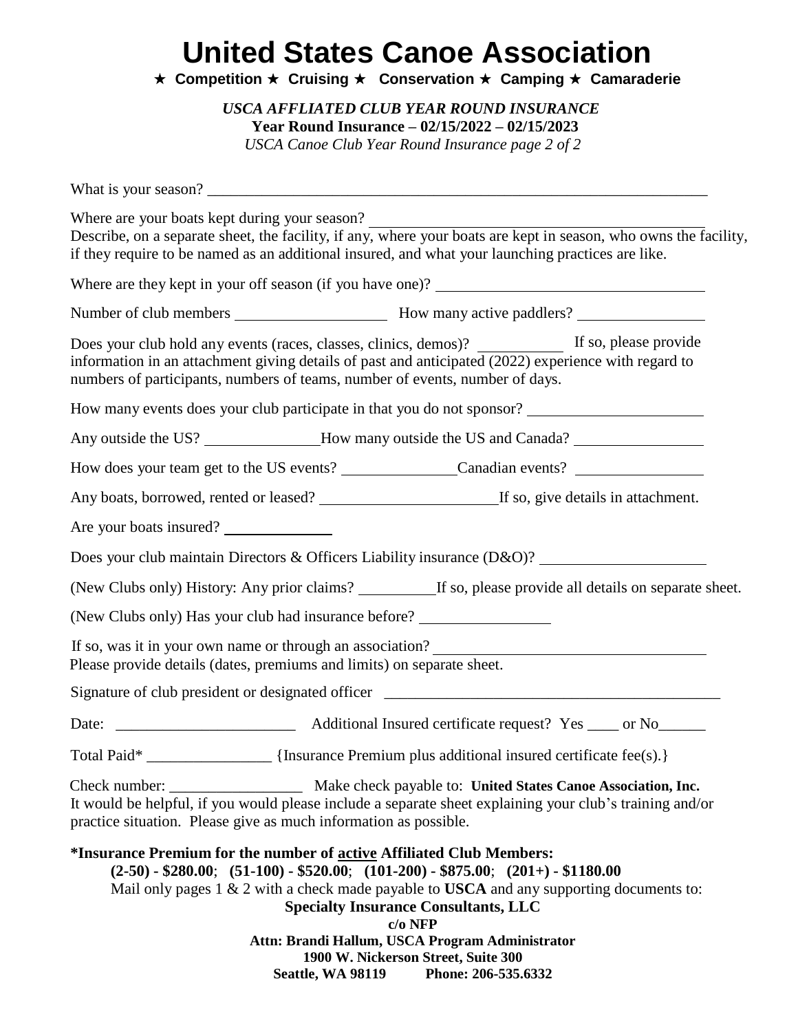# United States Canoe Association

★ **Competition** ★ **Cruising** ★ **Conservation** ★ **Camping** ★ **Camaraderie**

***USCA AFFLIATED CLUB YEAR ROUND INSURANCE***

**Year Round Insurance – 02/15/2022 – 02/15/2023**

*USCA Canoe Club Year Round Insurance page 2 of 2*

What is your season? ____________________________________________________________________

Where are your boats kept during your season? ________________________________________

Describe, on a separate sheet, the facility, if any, where your boats are kept in season, who owns the facility, if they require to be named as an additional insured, and what your launching practices are like.

Where are they kept in your off season (if you have one)? ________________________________

Number of club members __________________ How many active paddlers? _______________

Does your club hold any events (races, classes, clinics, demos)? __________ If so, please provide information in an attachment giving details of past and anticipated (2022) experience with regard to numbers of participants, numbers of teams, number of events, number of days.

How many events does your club participate in that you do not sponsor? _____________________

Any outside the US? ______________How many outside the US and Canada? _______________

How does your team get to the US events? ______________Canadian events? _______________

Any boats, borrowed, rented or leased? ______________________If so, give details in attachment.

Are your boats insured? _____________

Does your club maintain Directors & Officers Liability insurance (D&O)? ____________________

(New Clubs only) History: Any prior claims? _________If so, please provide all details on separate sheet.

(New Clubs only) Has your club had insurance before? _______________

If so, was it in your own name or through an association? _________________________________

Please provide details (dates, premiums and limits) on separate sheet.

Signature of club president or designated officer _________________________________________

Date: ______________________ Additional Insured certificate request? Yes ____ or No______

Total Paid* ________________ {Insurance Premium plus additional insured certificate fee(s).}

Check number: _________________ Make check payable to: **United States Canoe Association, Inc.**

It would be helpful, if you would please include a separate sheet explaining your club's training and/or practice situation. Please give as much information as possible.

**\*Insurance Premium for the number of active Affiliated Club Members:**

**(2-50) - $280.00**; **(51-100) - $520.00**; **(101-200) - $875.00**; **(201+) - $1180.00**

Mail only pages 1 & 2 with a check made payable to **USCA** and any supporting documents to:

**Specialty Insurance Consultants, LLC**
**c/o NFP**
**Attn: Brandi Hallum, USCA Program Administrator**
**1900 W. Nickerson Street, Suite 300**
**Seattle, WA 98119 Phone: 206-535.6332**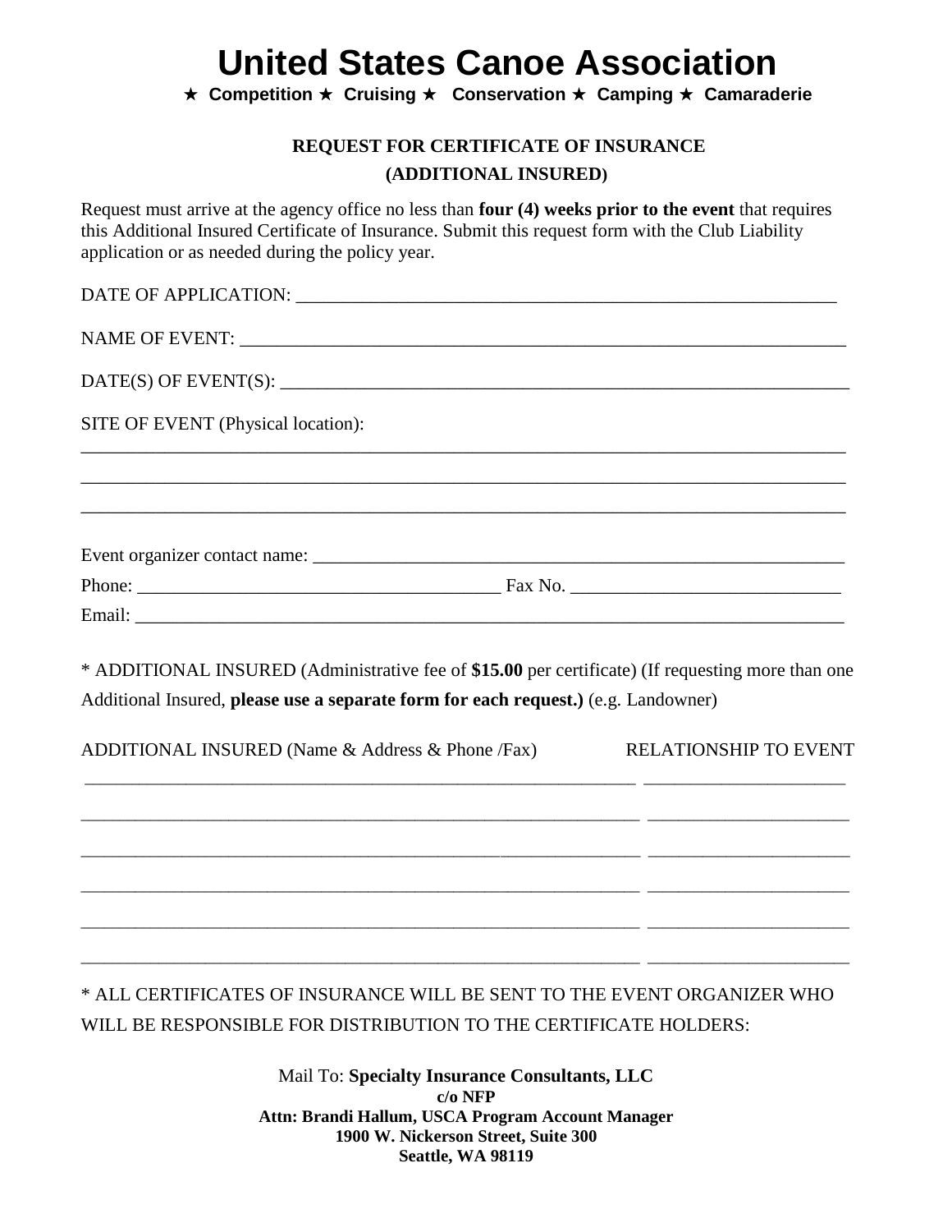# United States Canoe Association

★ **Competition** ★ **Cruising** ★ **Conservation** ★ **Camping** ★ **Camaraderie**

## REQUEST FOR CERTIFICATE OF INSURANCE
## (ADDITIONAL INSURED)

Request must arrive at the agency office no less than **four (4) weeks prior to the event** that requires this Additional Insured Certificate of Insurance. Submit this request form with the Club Liability application or as needed during the policy year.

DATE OF APPLICATION: ____________________________________________________________

NAME OF EVENT: ____________________________________________________________________

DATE(S) OF EVENT(S): _______________________________________________________________

SITE OF EVENT (Physical location):

_____________________________________________________________________________________

_____________________________________________________________________________________

_____________________________________________________________________________________

Event organizer contact name: __________________________________________________________

Phone: ________________________________________ Fax No. _____________________________

Email: ____________________________________________________________________________

* ADDITIONAL INSURED (Administrative fee of **$15.00** per certificate) (If requesting more than one Additional Insured, **please use a separate form for each request.)** (e.g. Landowner)

| ADDITIONAL INSURED (Name & Address & Phone /Fax) | RELATIONSHIP TO EVENT |
|---|---|
| ______________________________________________________________ | _____________________ |
| ______________________________________________________________ | _____________________ |
| ______________________________________________________________ | _____________________ |
| ______________________________________________________________ | _____________________ |
| ______________________________________________________________ | _____________________ |
| ______________________________________________________________ | _____________________ |

* ALL CERTIFICATES OF INSURANCE WILL BE SENT TO THE EVENT ORGANIZER WHO WILL BE RESPONSIBLE FOR DISTRIBUTION TO THE CERTIFICATE HOLDERS:

Mail To: **Specialty Insurance Consultants, LLC**
**c/o NFP**
**Attn: Brandi Hallum, USCA Program Account Manager**
**1900 W. Nickerson Street, Suite 300**
**Seattle, WA 98119**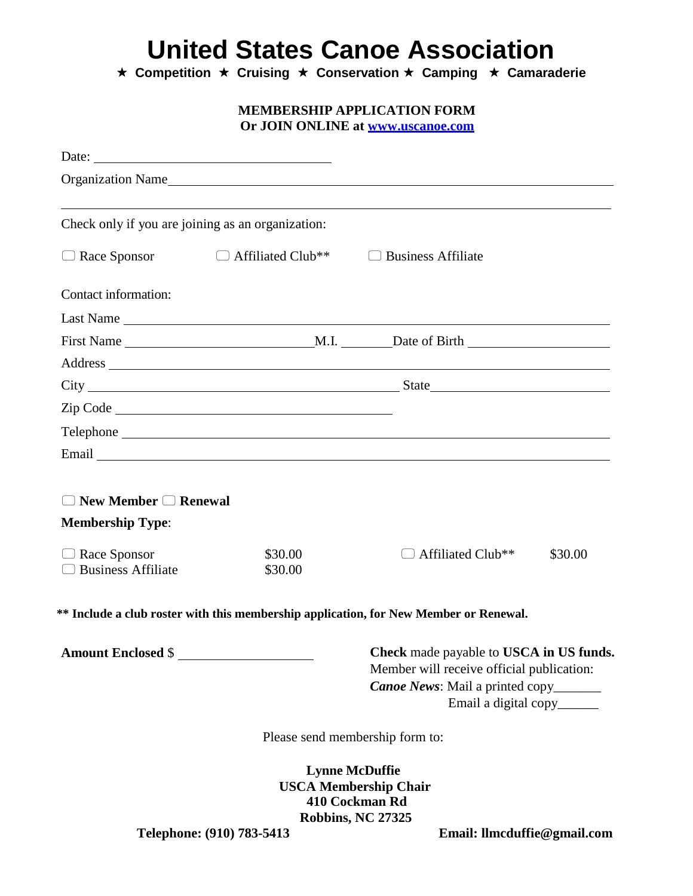# United States Canoe Association

**★ Competition ★ Cruising ★ Conservation ★ Camping ★ Camaraderie**

**MEMBERSHIP APPLICATION FORM**
**Or JOIN ONLINE at [www.uscanoe.com](http://www.uscanoe.com)**

Date: ______________________________

Organization Name ______________________________________________________________

______________________________________________________________

Check only if you are joining as an organization:

☐ Race Sponsor ☐ Affiliated Club** ☐ Business Affiliate

Contact information:

Last Name ______________________________________________________________

First Name ____________________ M.I. ______ Date of Birth __________________

Address ______________________________________________________________

City ______________________________________ State ______________________

Zip Code ______________________________

Telephone ______________________________________________________________

Email ______________________________________________________________

☐ **New Member** ☐ **Renewal**

**Membership Type**:

| | | | |
|---|---|---|---|
| ☐ Race Sponsor | $30.00 | ☐ Affiliated Club** | $30.00 |
| ☐ Business Affiliate | $30.00 | | |

**\** Include a club roster with this membership application, for New Member or Renewal.**

**Amount Enclosed** $ ____________________

**Check** made payable to **USCA in US funds.**
Member will receive official publication:
***Canoe News***: Mail a printed copy_______
Email a digital copy______

Please send membership form to:

**Lynne McDuffie**
**USCA Membership Chair**
**410 Cockman Rd**
**Robbins, NC 27325**

**Telephone: (910) 783-5413** **Email: llmcduffie@gmail.com**